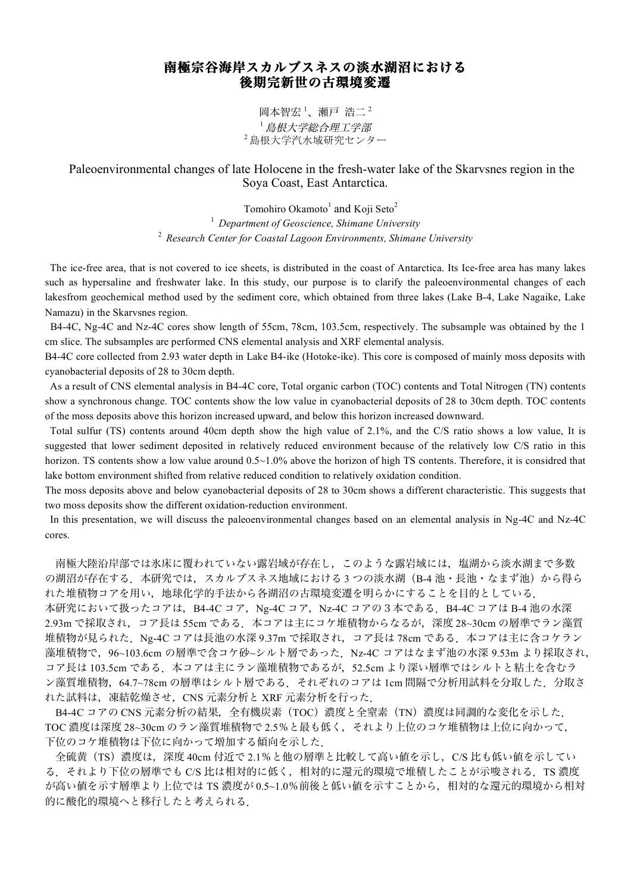# 南極宗谷海岸スカルブスネスの淡水湖沼における後期完新世の古環境変遷

岡本智宏[1]、瀬戸 浩二[2]

[1] *島根大学総合理工学部*

[2] 島根大学汽水域研究センター

## Paleoenvironmental changes of late Holocene in the fresh-water lake of the Skarvsnes region in the Soya Coast, East Antarctica.

Tomohiro Okamoto[1] and Koji Seto[2]

[1] *Department of Geoscience, Shimane University*

[2] *Research Center for Coastal Lagoon Environments, Shimane University*

The ice-free area, that is not covered to ice sheets, is distributed in the coast of Antarctica. Its Ice-free area has many lakes such as hypersaline and freshwater lake. In this study, our purpose is to clarify the paleoenvironmental changes of each lakesfrom geochemical method used by the sediment core, which obtained from three lakes (Lake B-4, Lake Nagaike, Lake Namazu) in the Skarvsnes region.

B4-4C, Ng-4C and Nz-4C cores show length of 55cm, 78cm, 103.5cm, respectively. The subsample was obtained by the 1 cm slice. The subsamples are performed CNS elemental analysis and XRF elemental analysis.

B4-4C core collected from 2.93 water depth in Lake B4-ike (Hotoke-ike). This core is composed of mainly moss deposits with cyanobacterial deposits of 28 to 30cm depth.

As a result of CNS elemental analysis in B4-4C core, Total organic carbon (TOC) contents and Total Nitrogen (TN) contents show a synchronous change. TOC contents show the low value in cyanobacterial deposits of 28 to 30cm depth. TOC contents of the moss deposits above this horizon increased upward, and below this horizon increased downward.

Total sulfur (TS) contents around 40cm depth show the high value of 2.1%, and the C/S ratio shows a low value, It is suggested that lower sediment deposited in relatively reduced environment because of the relatively low C/S ratio in this horizon. TS contents show a low value around 0.5~1.0% above the horizon of high TS contents. Therefore, it is considred that lake bottom environment shifted from relative reduced condition to relatively oxidation condition.

The moss deposits above and below cyanobacterial deposits of 28 to 30cm shows a different characteristic. This suggests that two moss deposits show the different oxidation-reduction environment.

In this presentation, we will discuss the paleoenvironmental changes based on an elemental analysis in Ng-4C and Nz-4C cores.

南極大陸沿岸部では氷床に覆われていない露岩域が存在し，このような露岩域には，塩湖から淡水湖まで多数の湖沼が存在する．本研究では，スカルブスネス地域における 3 つの淡水湖（B-4 池・長池・なまず池）から得られた堆積物コアを用い，地球化学的手法から各湖沼の古環境変遷を明らかにすることを目的としている．

本研究において扱ったコアは，B4-4C コア，Ng-4C コア，Nz-4C コアの３本である．B4-4C コアは B-4 池の水深 2.93m で採取され，コア長は 55cm である．本コアは主にコケ堆積物からなるが，深度 28~30cm の層準でラン藻質堆積物が見られた．Ng-4C コアは長池の水深 9.37m で採取され，コア長は 78cm である．本コアは主に含コケラン藻堆積物で，96~103.6cm の層準で含コケ砂~シルト層であった．Nz-4C コアはなまず池の水深 9.53m より採取され，コア長は 103.5cm である．本コアは主にラン藻堆積物であるが，52.5cm より深い層準ではシルトと粘土を含むラン藻質堆積物，64.7~78cm の層準はシルト層である．それぞれのコアは 1cm 間隔で分析用試料を分取した．分取された試料は，凍結乾燥させ，CNS 元素分析と XRF 元素分析を行った．

B4-4C コアの CNS 元素分析の結果，全有機炭素（TOC）濃度と全窒素（TN）濃度は同調的な変化を示した．TOC 濃度は深度 28~30cm のラン藻質堆積物で 2.5％と最も低く，それより上位のコケ堆積物は上位に向かって，下位のコケ堆積物は下位に向かって増加する傾向を示した．

全硫黄（TS）濃度は，深度 40cm 付近で 2.1％と他の層準と比較して高い値を示し，C/S 比も低い値を示している．それより下位の層準でも C/S 比は相対的に低く，相対的に還元的環境で堆積したことが示唆される．TS 濃度が高い値を示す層準より上位では TS 濃度が 0.5~1.0％前後と低い値を示すことから，相対的な還元的環境から相対的に酸化的環境へと移行したと考えられる．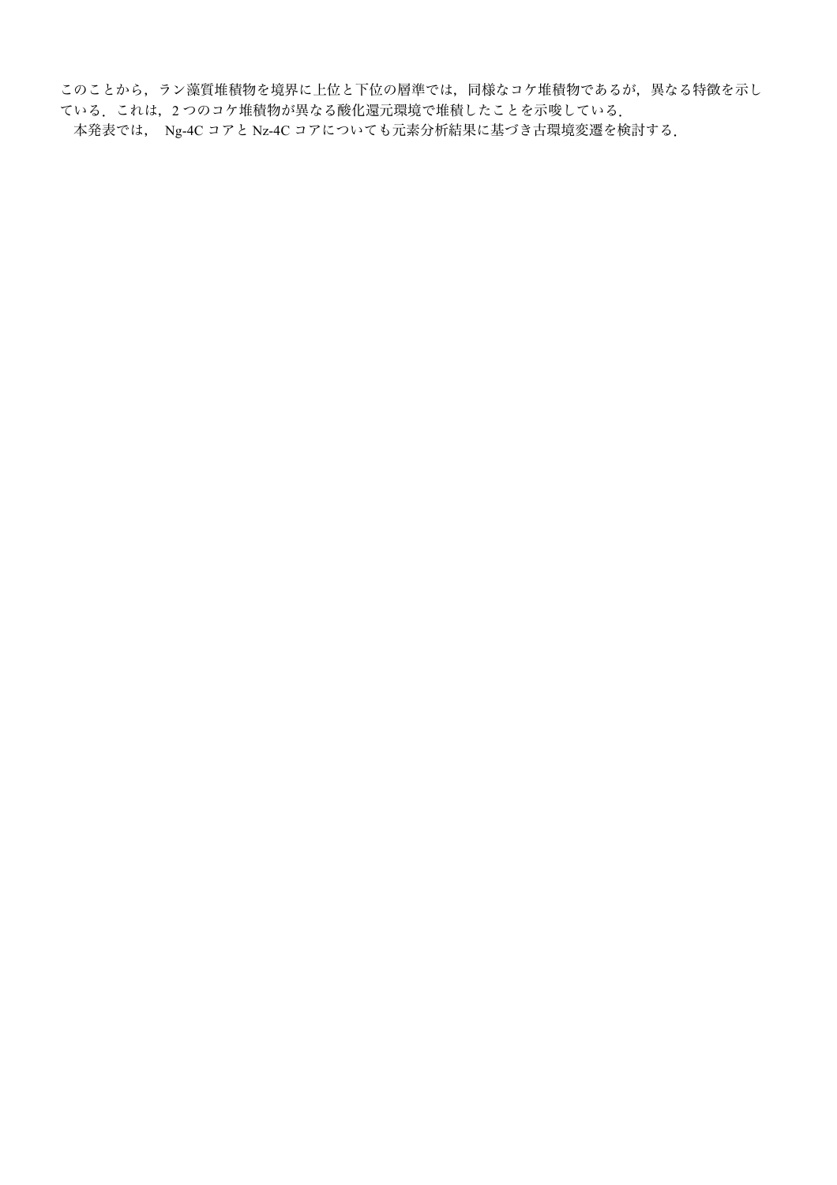このことから，ラン藻質堆積物を境界に上位と下位の層準では，同様なコケ堆積物であるが，異なる特徴を示している．これは，2 つのコケ堆積物が異なる酸化還元環境で堆積したことを示唆している．

本発表では， Ng-4C コアと Nz-4C コアについても元素分析結果に基づき古環境変遷を検討する．